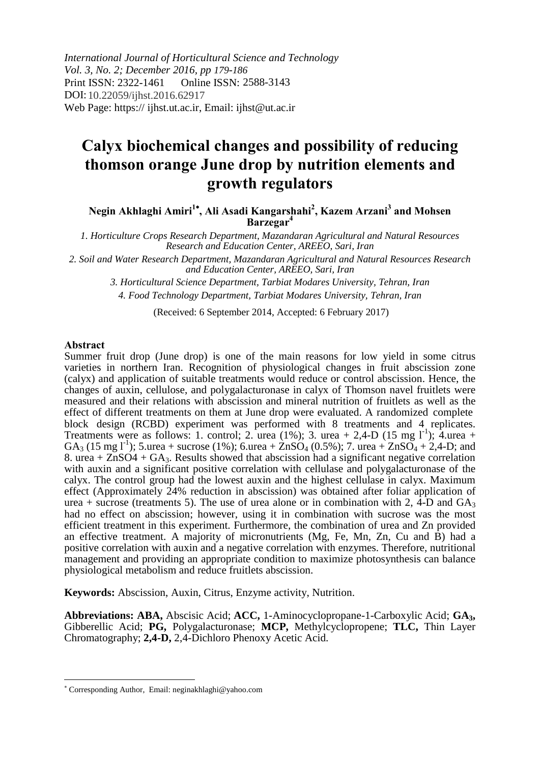*International Journal of Horticultural Science and Technology*
*Vol. 3, No. 2; December 2016, pp 179-186*
Print ISSN: 2322-1461 Online ISSN: 2588-3143
DOI: 10.22059/ijhst.2016.62917
Web Page: https:// ijhst.ut.ac.ir, Email: ijhst@ut.ac.ir

# Calyx biochemical changes and possibility of reducing thomson orange June drop by nutrition elements and growth regulators

**Negin Akhlaghi Amiri[1*], Ali Asadi Kangarshahi[2], Kazem Arzani[3] and Mohsen Barzegar[4]**

*1. Horticulture Crops Research Department, Mazandaran Agricultural and Natural Resources Research and Education Center, AREEO, Sari, Iran*

*2. Soil and Water Research Department, Mazandaran Agricultural and Natural Resources Research and Education Center, AREEO, Sari, Iran*

*3. Horticultural Science Department, Tarbiat Modares University, Tehran, Iran*

*4. Food Technology Department, Tarbiat Modares University, Tehran, Iran*

(Received: 6 September 2014, Accepted: 6 February 2017)

## Abstract

Summer fruit drop (June drop) is one of the main reasons for low yield in some citrus varieties in northern Iran. Recognition of physiological changes in fruit abscission zone (calyx) and application of suitable treatments would reduce or control abscission. Hence, the changes of auxin, cellulose, and polygalacturonase in calyx of Thomson navel fruitlets were measured and their relations with abscission and mineral nutrition of fruitlets as well as the effect of different treatments on them at June drop were evaluated. A randomized complete block design (RCBD) experiment was performed with 8 treatments and 4 replicates. Treatments were as follows: 1. control; 2. urea (1%); 3. urea + 2,4-D (15 mg $l^{-1}$); 4.urea + $GA_3$ (15 mg $l^{-1}$); 5.urea + sucrose (1%); 6.urea + $ZnSO_4$ (0.5%); 7. urea + $ZnSO_4$ + 2,4-D; and 8. urea + ZnSO4 + $GA_3$. Results showed that abscission had a significant negative correlation with auxin and a significant positive correlation with cellulase and polygalacturonase of the calyx. The control group had the lowest auxin and the highest cellulase in calyx. Maximum effect (Approximately 24% reduction in abscission) was obtained after foliar application of urea + sucrose (treatments 5). The use of urea alone or in combination with 2, 4-D and $GA_3$ had no effect on abscission; however, using it in combination with sucrose was the most efficient treatment in this experiment. Furthermore, the combination of urea and Zn provided an effective treatment. A majority of micronutrients (Mg, Fe, Mn, Zn, Cu and B) had a positive correlation with auxin and a negative correlation with enzymes. Therefore, nutritional management and providing an appropriate condition to maximize photosynthesis can balance physiological metabolism and reduce fruitlets abscission.

**Keywords:** Abscission, Auxin, Citrus, Enzyme activity, Nutrition.

**Abbreviations: ABA,** Abscisic Acid; **ACC,** 1-Aminocyclopropane-1-Carboxylic Acid; **$GA_3$,** Gibberellic Acid; **PG,** Polygalacturonase; **MCP,** Methylcyclopropene; **TLC,** Thin Layer Chromatography; **2,4-D,** 2,4-Dichloro Phenoxy Acetic Acid.

---

* Corresponding Author, Email: neginakhlaghi@yahoo.com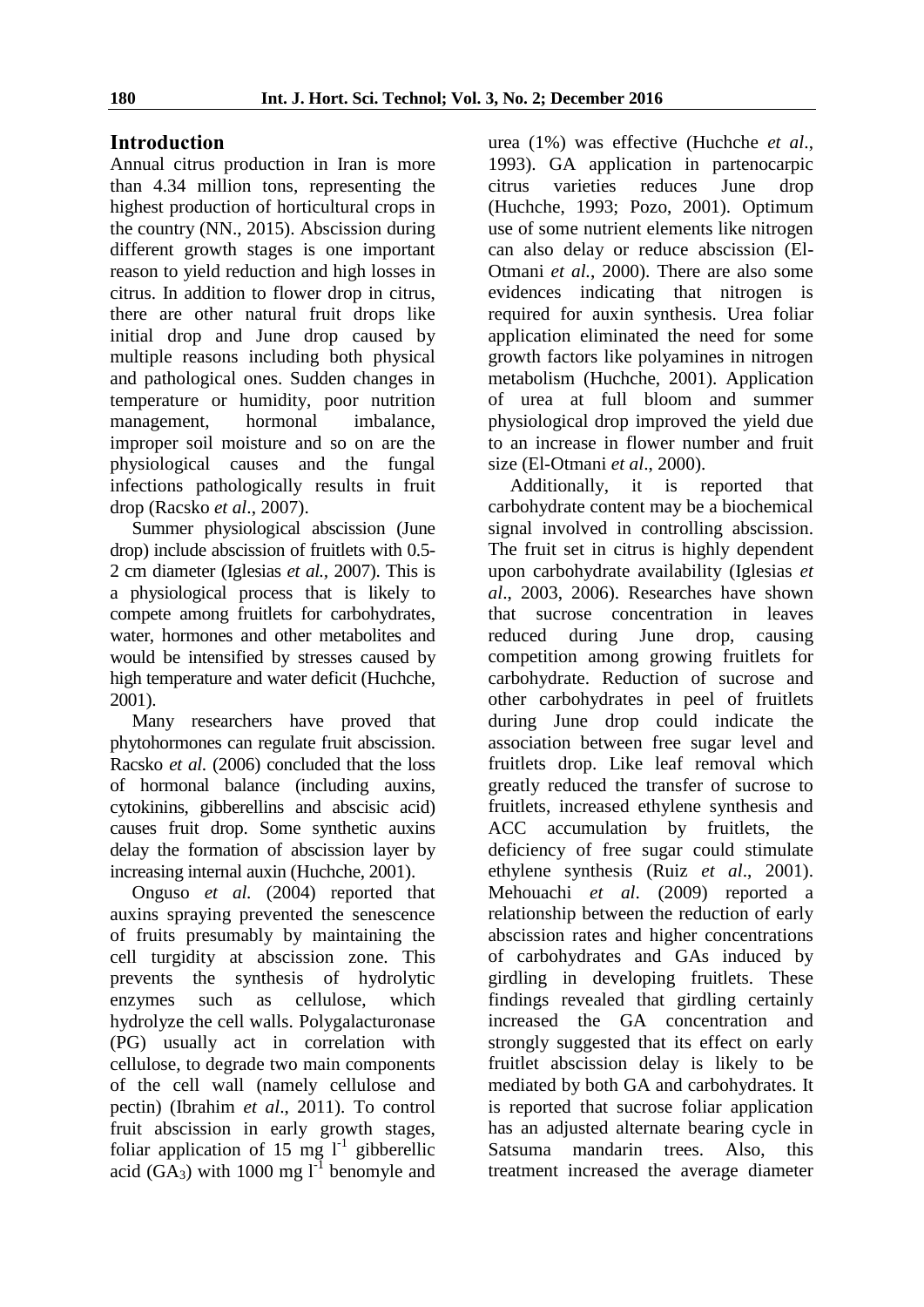## Introduction

Annual citrus production in Iran is more than 4.34 million tons, representing the highest production of horticultural crops in the country (NN., 2015). Abscission during different growth stages is one important reason to yield reduction and high losses in citrus. In addition to flower drop in citrus, there are other natural fruit drops like initial drop and June drop caused by multiple reasons including both physical and pathological ones. Sudden changes in temperature or humidity, poor nutrition management, hormonal imbalance, improper soil moisture and so on are the physiological causes and the fungal infections pathologically results in fruit drop (Racsko *et al*., 2007).

Summer physiological abscission (June drop) include abscission of fruitlets with 0.5-2 cm diameter (Iglesias *et al.,* 2007). This is a physiological process that is likely to compete among fruitlets for carbohydrates, water, hormones and other metabolites and would be intensified by stresses caused by high temperature and water deficit (Huchche, 2001).

Many researchers have proved that phytohormones can regulate fruit abscission. Racsko *et al.* (2006) concluded that the loss of hormonal balance (including auxins, cytokinins, gibberellins and abscisic acid) causes fruit drop. Some synthetic auxins delay the formation of abscission layer by increasing internal auxin (Huchche, 2001).

Onguso *et al.* (2004) reported that auxins spraying prevented the senescence of fruits presumably by maintaining the cell turgidity at abscission zone. This prevents the synthesis of hydrolytic enzymes such as cellulose, which hydrolyze the cell walls. Polygalacturonase (PG) usually act in correlation with cellulose, to degrade two main components of the cell wall (namely cellulose and pectin) (Ibrahim *et al*., 2011). To control fruit abscission in early growth stages, foliar application of 15 mg $l^{-1}$ gibberellic acid ($GA_3$) with 1000 mg $l^{-1}$ benomyle and urea (1%) was effective (Huchche *et al*., 1993). GA application in partenocarpic citrus varieties reduces June drop (Huchche, 1993; Pozo, 2001). Optimum use of some nutrient elements like nitrogen can also delay or reduce abscission (El-Otmani *et al.*, 2000). There are also some evidences indicating that nitrogen is required for auxin synthesis. Urea foliar application eliminated the need for some growth factors like polyamines in nitrogen metabolism (Huchche, 2001). Application of urea at full bloom and summer physiological drop improved the yield due to an increase in flower number and fruit size (El-Otmani *et al*., 2000).

Additionally, it is reported that carbohydrate content may be a biochemical signal involved in controlling abscission. The fruit set in citrus is highly dependent upon carbohydrate availability (Iglesias *et al*., 2003, 2006). Researches have shown that sucrose concentration in leaves reduced during June drop, causing competition among growing fruitlets for carbohydrate. Reduction of sucrose and other carbohydrates in peel of fruitlets during June drop could indicate the association between free sugar level and fruitlets drop. Like leaf removal which greatly reduced the transfer of sucrose to fruitlets, increased ethylene synthesis and ACC accumulation by fruitlets, the deficiency of free sugar could stimulate ethylene synthesis (Ruiz *et al*., 2001). Mehouachi *et al.* (2009) reported a relationship between the reduction of early abscission rates and higher concentrations of carbohydrates and GAs induced by girdling in developing fruitlets. These findings revealed that girdling certainly increased the GA concentration and strongly suggested that its effect on early fruitlet abscission delay is likely to be mediated by both GA and carbohydrates. It is reported that sucrose foliar application has an adjusted alternate bearing cycle in Satsuma mandarin trees. Also, this treatment increased the average diameter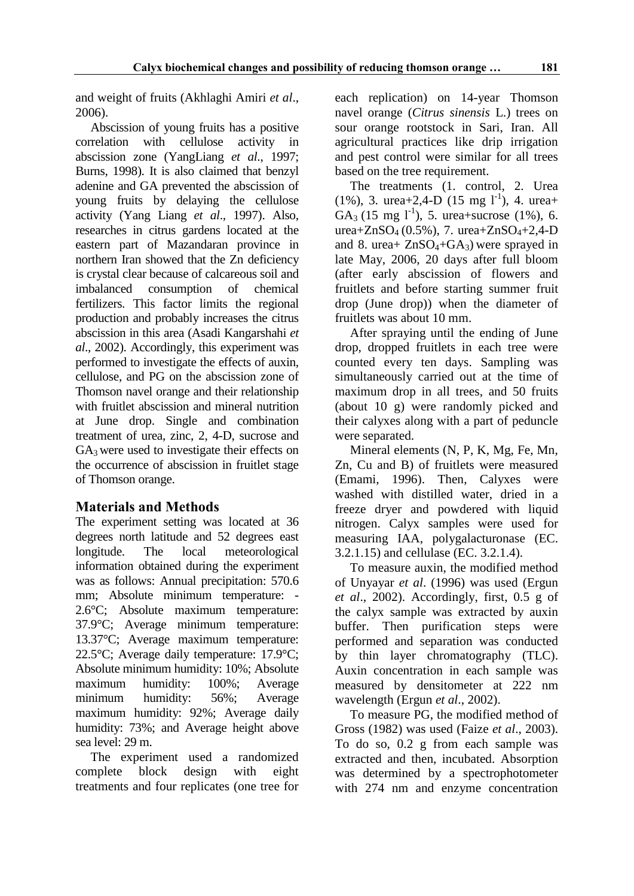and weight of fruits (Akhlaghi Amiri *et al*., 2006).

Abscission of young fruits has a positive correlation with cellulose activity in abscission zone (YangLiang *et al*., 1997; Burns, 1998). It is also claimed that benzyl adenine and GA prevented the abscission of young fruits by delaying the cellulose activity (Yang Liang *et al*., 1997). Also, researches in citrus gardens located at the eastern part of Mazandaran province in northern Iran showed that the Zn deficiency is crystal clear because of calcareous soil and imbalanced consumption of chemical fertilizers. This factor limits the regional production and probably increases the citrus abscission in this area (Asadi Kangarshahi *et al*., 2002). Accordingly, this experiment was performed to investigate the effects of auxin, cellulose, and PG on the abscission zone of Thomson navel orange and their relationship with fruitlet abscission and mineral nutrition at June drop. Single and combination treatment of urea, zinc, 2, 4-D, sucrose and $GA_3$ were used to investigate their effects on the occurrence of abscission in fruitlet stage of Thomson orange.

## Materials and Methods

The experiment setting was located at 36 degrees north latitude and 52 degrees east longitude. The local meteorological information obtained during the experiment was as follows: Annual precipitation: 570.6 mm; Absolute minimum temperature: -2.6°C; Absolute maximum temperature: 37.9°C; Average minimum temperature: 13.37°C; Average maximum temperature: 22.5°C; Average daily temperature: 17.9°C; Absolute minimum humidity: 10%; Absolute maximum humidity: 100%; Average minimum humidity: 56%; Average maximum humidity: 92%; Average daily humidity: 73%; and Average height above sea level: 29 m.

The experiment used a randomized complete block design with eight treatments and four replicates (one tree for each replication) on 14-year Thomson navel orange (*Citrus sinensis* L.) trees on sour orange rootstock in Sari, Iran. All agricultural practices like drip irrigation and pest control were similar for all trees based on the tree requirement.

The treatments (1. control, 2. Urea (1%), 3. urea+2,4-D (15 mg $l^{-1}$), 4. urea+ $GA_3$ (15 mg $l^{-1}$), 5. urea+sucrose (1%), 6. urea+$ZnSO_4$ (0.5%), 7. urea+$ZnSO_4$+2,4-D and 8. urea+ $ZnSO_4$+$GA_3$) were sprayed in late May, 2006, 20 days after full bloom (after early abscission of flowers and fruitlets and before starting summer fruit drop (June drop)) when the diameter of fruitlets was about 10 mm.

After spraying until the ending of June drop, dropped fruitlets in each tree were counted every ten days. Sampling was simultaneously carried out at the time of maximum drop in all trees, and 50 fruits (about 10 g) were randomly picked and their calyxes along with a part of peduncle were separated.

Mineral elements (N, P, K, Mg, Fe, Mn, Zn, Cu and B) of fruitlets were measured (Emami, 1996). Then, Calyxes were washed with distilled water, dried in a freeze dryer and powdered with liquid nitrogen. Calyx samples were used for measuring IAA, polygalacturonase (EC. 3.2.1.15) and cellulase (EC. 3.2.1.4).

To measure auxin, the modified method of Unyayar *et al*. (1996) was used (Ergun *et al*., 2002). Accordingly, first, 0.5 g of the calyx sample was extracted by auxin buffer. Then purification steps were performed and separation was conducted by thin layer chromatography (TLC). Auxin concentration in each sample was measured by densitometer at 222 nm wavelength (Ergun *et al*., 2002).

To measure PG, the modified method of Gross (1982) was used (Faize *et al*., 2003). To do so, 0.2 g from each sample was extracted and then, incubated. Absorption was determined by a spectrophotometer with 274 nm and enzyme concentration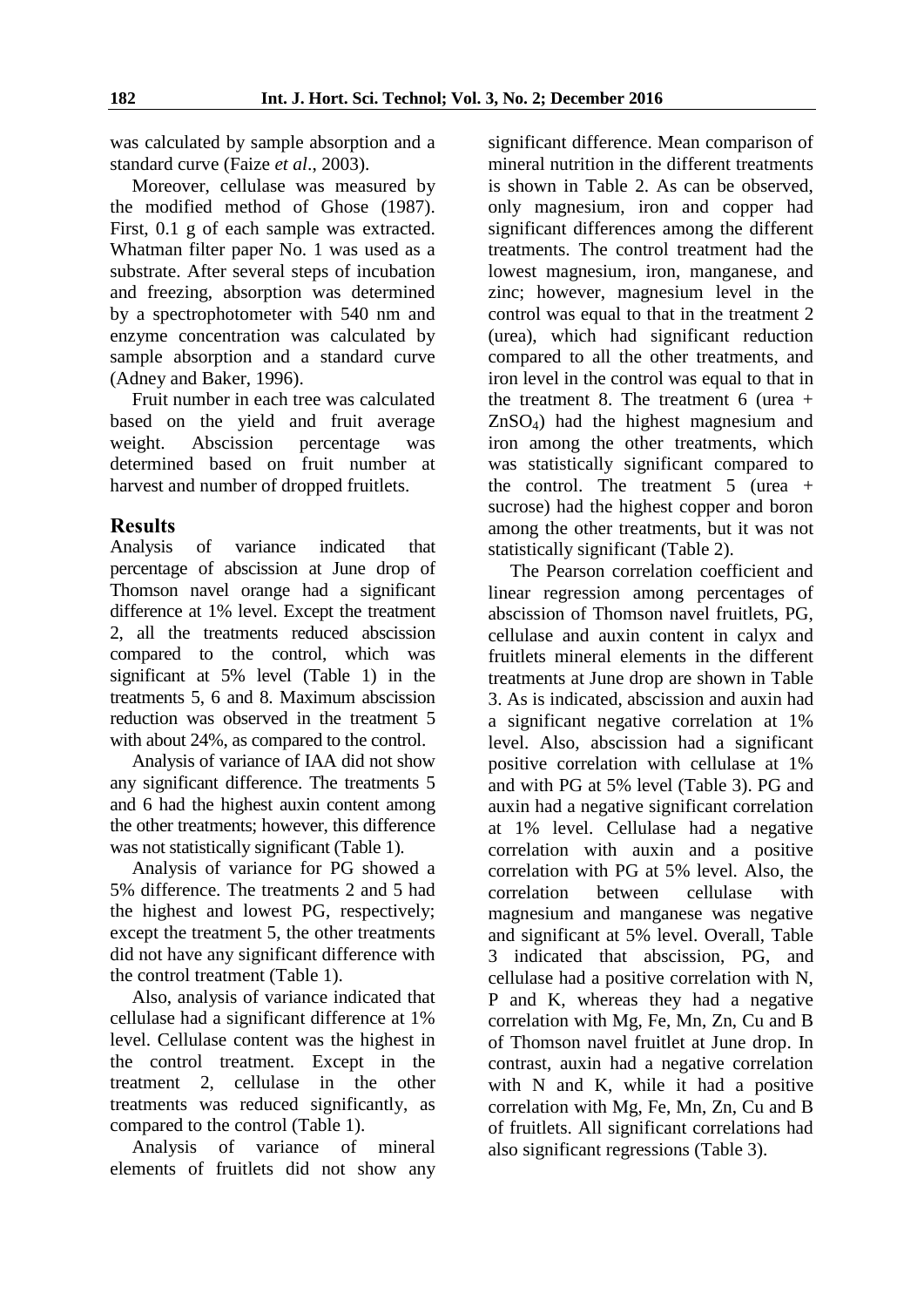was calculated by sample absorption and a standard curve (Faize *et al*., 2003).

Moreover, cellulase was measured by the modified method of Ghose (1987). First, 0.1 g of each sample was extracted. Whatman filter paper No. 1 was used as a substrate. After several steps of incubation and freezing, absorption was determined by a spectrophotometer with 540 nm and enzyme concentration was calculated by sample absorption and a standard curve (Adney and Baker, 1996).

Fruit number in each tree was calculated based on the yield and fruit average weight. Abscission percentage was determined based on fruit number at harvest and number of dropped fruitlets.

## Results

Analysis of variance indicated that percentage of abscission at June drop of Thomson navel orange had a significant difference at 1% level. Except the treatment 2, all the treatments reduced abscission compared to the control, which was significant at 5% level (Table 1) in the treatments 5, 6 and 8. Maximum abscission reduction was observed in the treatment 5 with about 24%, as compared to the control.

Analysis of variance of IAA did not show any significant difference. The treatments 5 and 6 had the highest auxin content among the other treatments; however, this difference was not statistically significant (Table 1).

Analysis of variance for PG showed a 5% difference. The treatments 2 and 5 had the highest and lowest PG, respectively; except the treatment 5, the other treatments did not have any significant difference with the control treatment (Table 1).

Also, analysis of variance indicated that cellulase had a significant difference at 1% level. Cellulase content was the highest in the control treatment. Except in the treatment 2, cellulase in the other treatments was reduced significantly, as compared to the control (Table 1).

Analysis of variance of mineral elements of fruitlets did not show any significant difference. Mean comparison of mineral nutrition in the different treatments is shown in Table 2. As can be observed, only magnesium, iron and copper had significant differences among the different treatments. The control treatment had the lowest magnesium, iron, manganese, and zinc; however, magnesium level in the control was equal to that in the treatment 2 (urea), which had significant reduction compared to all the other treatments, and iron level in the control was equal to that in the treatment 8. The treatment 6 (urea + $ZnSO_4$) had the highest magnesium and iron among the other treatments, which was statistically significant compared to the control. The treatment 5 (urea + sucrose) had the highest copper and boron among the other treatments, but it was not statistically significant (Table 2).

The Pearson correlation coefficient and linear regression among percentages of abscission of Thomson navel fruitlets, PG, cellulase and auxin content in calyx and fruitlets mineral elements in the different treatments at June drop are shown in Table 3. As is indicated, abscission and auxin had a significant negative correlation at 1% level. Also, abscission had a significant positive correlation with cellulase at 1% and with PG at 5% level (Table 3). PG and auxin had a negative significant correlation at 1% level. Cellulase had a negative correlation with auxin and a positive correlation with PG at 5% level. Also, the correlation between cellulase with magnesium and manganese was negative and significant at 5% level. Overall, Table 3 indicated that abscission, PG, and cellulase had a positive correlation with N, P and K, whereas they had a negative correlation with Mg, Fe, Mn, Zn, Cu and B of Thomson navel fruitlet at June drop. In contrast, auxin had a negative correlation with N and K, while it had a positive correlation with Mg, Fe, Mn, Zn, Cu and B of fruitlets. All significant correlations had also significant regressions (Table 3).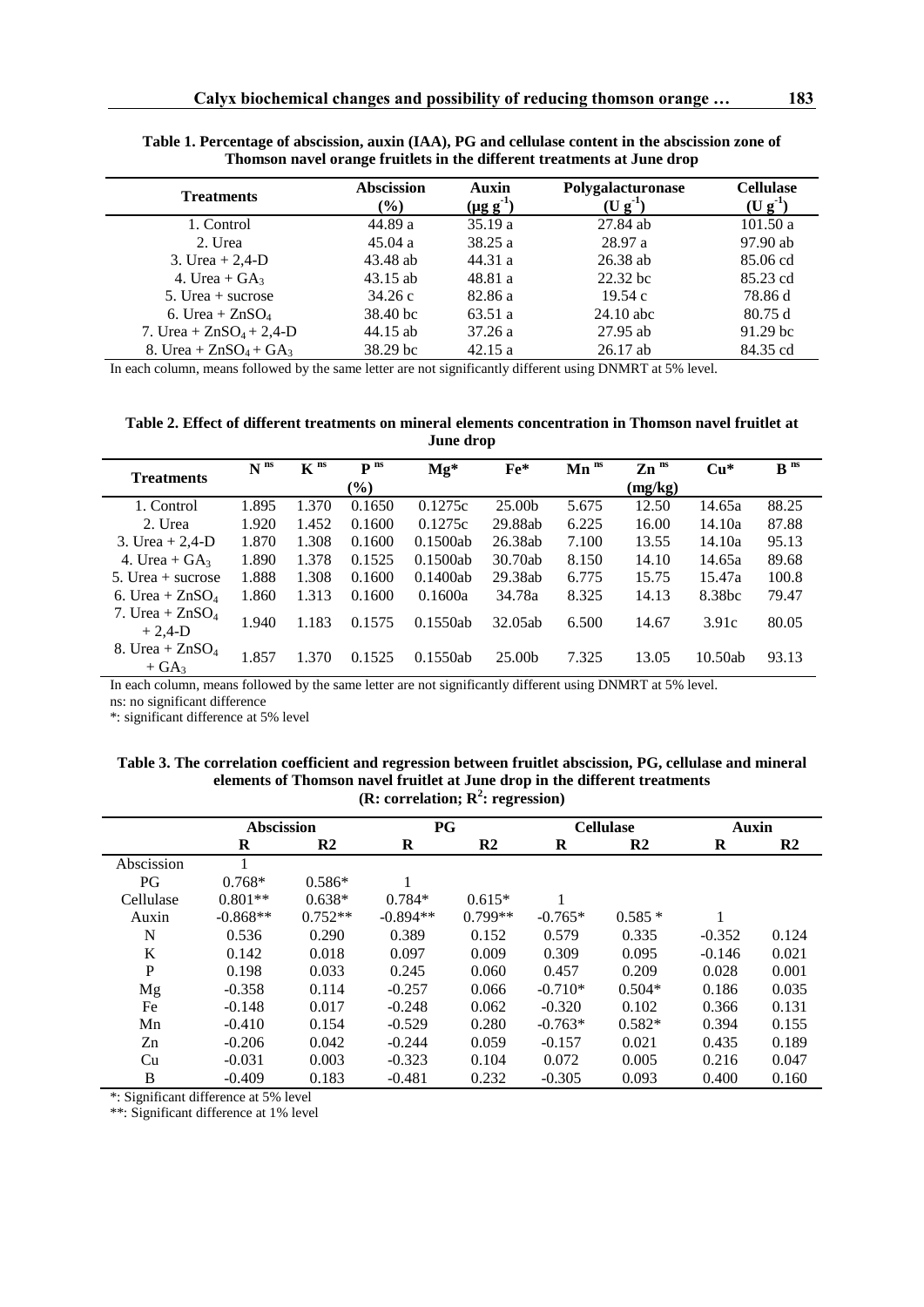**Table 1. Percentage of abscission, auxin (IAA), PG and cellulase content in the abscission zone of Thomson navel orange fruitlets in the different treatments at June drop**

| Treatments | Abscission (%) | Auxin ($\mu g\ g^{-1}$) | Polygalacturonase ($U\ g^{-1}$) | Cellulase ($U\ g^{-1}$) |
|---|---|---|---|---|
| 1. Control | 44.89 a | 35.19 a | 27.84 ab | 101.50 a |
| 2. Urea | 45.04 a | 38.25 a | 28.97 a | 97.90 ab |
| 3. Urea + 2,4-D | 43.48 ab | 44.31 a | 26.38 ab | 85.06 cd |
| 4. Urea + $GA_3$ | 43.15 ab | 48.81 a | 22.32 bc | 85.23 cd |
| 5. Urea + sucrose | 34.26 c | 82.86 a | 19.54 c | 78.86 d |
| 6. Urea + $ZnSO_4$ | 38.40 bc | 63.51 a | 24.10 abc | 80.75 d |
| 7. Urea + $ZnSO_4$ + 2,4-D | 44.15 ab | 37.26 a | 27.95 ab | 91.29 bc |
| 8. Urea + $ZnSO_4$ + $GA_3$ | 38.29 bc | 42.15 a | 26.17 ab | 84.35 cd |

In each column, means followed by the same letter are not significantly different using DNMRT at 5% level.

**Table 2. Effect of different treatments on mineral elements concentration in Thomson navel fruitlet at June drop**

| Treatments | N ns | K ns | P ns | Mg* | Fe* | Mn ns | Zn ns | Cu* | B ns |
|---|---|---|---|---|---|---|---|---|---|
| | | (%) | | | | | (mg/kg) | | |
| 1. Control | 1.895 | 1.370 | 0.1650 | 0.1275c | 25.00b | 5.675 | 12.50 | 14.65a | 88.25 |
| 2. Urea | 1.920 | 1.452 | 0.1600 | 0.1275c | 29.88ab | 6.225 | 16.00 | 14.10a | 87.88 |
| 3. Urea + 2,4-D | 1.870 | 1.308 | 0.1600 | 0.1500ab | 26.38ab | 7.100 | 13.55 | 14.10a | 95.13 |
| 4. Urea + $GA_3$ | 1.890 | 1.378 | 0.1525 | 0.1500ab | 30.70ab | 8.150 | 14.10 | 14.65a | 89.68 |
| 5. Urea + sucrose | 1.888 | 1.308 | 0.1600 | 0.1400ab | 29.38ab | 6.775 | 15.75 | 15.47a | 100.8 |
| 6. Urea + $ZnSO_4$ | 1.860 | 1.313 | 0.1600 | 0.1600a | 34.78a | 8.325 | 14.13 | 8.38bc | 79.47 |
| 7. Urea + $ZnSO_4$ + 2,4-D | 1.940 | 1.183 | 0.1575 | 0.1550ab | 32.05ab | 6.500 | 14.67 | 3.91c | 80.05 |
| 8. Urea + $ZnSO_4$ + $GA_3$ | 1.857 | 1.370 | 0.1525 | 0.1550ab | 25.00b | 7.325 | 13.05 | 10.50ab | 93.13 |

In each column, means followed by the same letter are not significantly different using DNMRT at 5% level.
ns: no significant difference
*: significant difference at 5% level

**Table 3. The correlation coefficient and regression between fruitlet abscission, PG, cellulase and mineral elements of Thomson navel fruitlet at June drop in the different treatments (R: correlation; $R^2$: regression)**

| | Abscission | | PG | | Cellulase | | Auxin | |
|---|---|---|---|---|---|---|---|---|
| | R | R2 | R | R2 | R | R2 | R | R2 |
| Abscission | 1 | | | | | | | |
| PG | 0.768* | 0.586* | 1 | | | | | |
| Cellulase | 0.801** | 0.638* | 0.784* | 0.615* | 1 | | | |
| Auxin | -0.868** | 0.752** | -0.894** | 0.799** | -0.765* | 0.585 * | 1 | |
| N | 0.536 | 0.290 | 0.389 | 0.152 | 0.579 | 0.335 | -0.352 | 0.124 |
| K | 0.142 | 0.018 | 0.097 | 0.009 | 0.309 | 0.095 | -0.146 | 0.021 |
| P | 0.198 | 0.033 | 0.245 | 0.060 | 0.457 | 0.209 | 0.028 | 0.001 |
| Mg | -0.358 | 0.114 | -0.257 | 0.066 | -0.710* | 0.504* | 0.186 | 0.035 |
| Fe | -0.148 | 0.017 | -0.248 | 0.062 | -0.320 | 0.102 | 0.366 | 0.131 |
| Mn | -0.410 | 0.154 | -0.529 | 0.280 | -0.763* | 0.582* | 0.394 | 0.155 |
| Zn | -0.206 | 0.042 | -0.244 | 0.059 | -0.157 | 0.021 | 0.435 | 0.189 |
| Cu | -0.031 | 0.003 | -0.323 | 0.104 | 0.072 | 0.005 | 0.216 | 0.047 |
| B | -0.409 | 0.183 | -0.481 | 0.232 | -0.305 | 0.093 | 0.400 | 0.160 |

*: Significant difference at 5% level
**: Significant difference at 1% level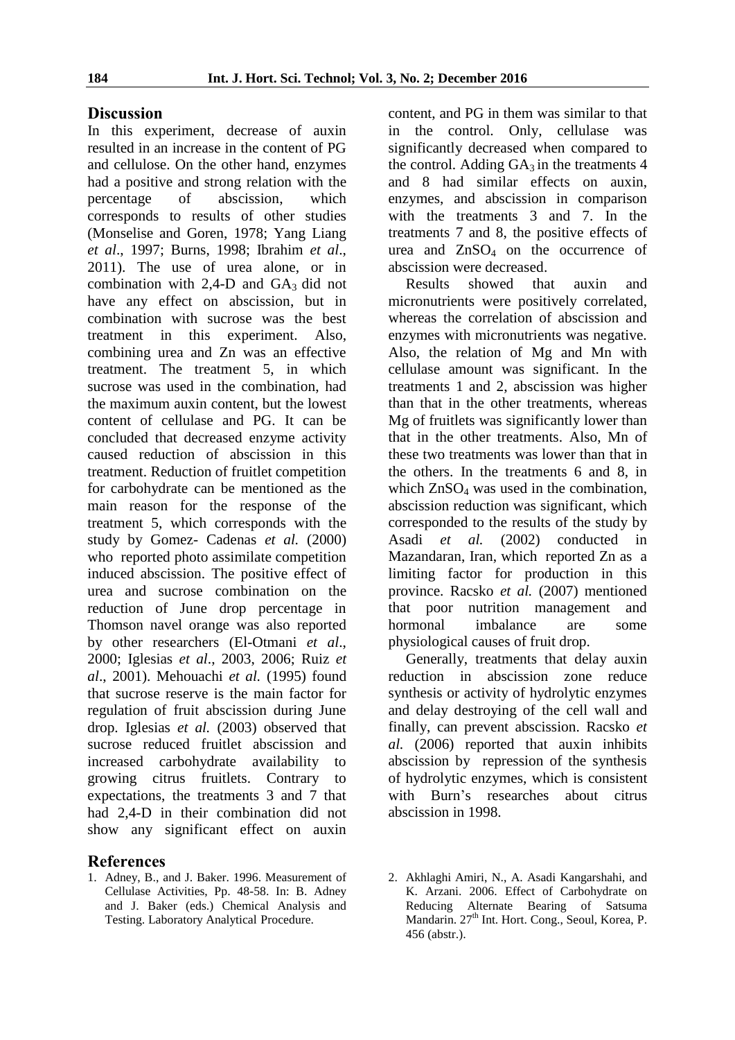## Discussion

In this experiment, decrease of auxin resulted in an increase in the content of PG and cellulose. On the other hand, enzymes had a positive and strong relation with the percentage of abscission, which corresponds to results of other studies (Monselise and Goren, 1978; Yang Liang *et al*., 1997; Burns, 1998; Ibrahim *et al*., 2011). The use of urea alone, or in combination with 2,4-D and $GA_3$ did not have any effect on abscission, but in combination with sucrose was the best treatment in this experiment. Also, combining urea and Zn was an effective treatment. The treatment 5, in which sucrose was used in the combination, had the maximum auxin content, but the lowest content of cellulase and PG. It can be concluded that decreased enzyme activity caused reduction of abscission in this treatment. Reduction of fruitlet competition for carbohydrate can be mentioned as the main reason for the response of the treatment 5, which corresponds with the study by Gomez- Cadenas *et al.* (2000) who reported photo assimilate competition induced abscission. The positive effect of urea and sucrose combination on the reduction of June drop percentage in Thomson navel orange was also reported by other researchers (El-Otmani *et al*., 2000; Iglesias *et al*., 2003, 2006; Ruiz *et al*., 2001). Mehouachi *et al.* (1995) found that sucrose reserve is the main factor for regulation of fruit abscission during June drop. Iglesias *et al.* (2003) observed that sucrose reduced fruitlet abscission and increased carbohydrate availability to growing citrus fruitlets. Contrary to expectations, the treatments 3 and 7 that had 2,4-D in their combination did not show any significant effect on auxin content, and PG in them was similar to that in the control. Only, cellulase was significantly decreased when compared to the control. Adding $GA_3$ in the treatments 4 and 8 had similar effects on auxin, enzymes, and abscission in comparison with the treatments 3 and 7. In the treatments 7 and 8, the positive effects of urea and $ZnSO_4$ on the occurrence of abscission were decreased.

Results showed that auxin and micronutrients were positively correlated, whereas the correlation of abscission and enzymes with micronutrients was negative. Also, the relation of Mg and Mn with cellulase amount was significant. In the treatments 1 and 2, abscission was higher than that in the other treatments, whereas Mg of fruitlets was significantly lower than that in the other treatments. Also, Mn of these two treatments was lower than that in the others. In the treatments 6 and 8, in which $ZnSO_4$ was used in the combination, abscission reduction was significant, which corresponded to the results of the study by Asadi *et al.* (2002) conducted in Mazandaran, Iran, which reported Zn as a limiting factor for production in this province. Racsko *et al.* (2007) mentioned that poor nutrition management and hormonal imbalance are some physiological causes of fruit drop.

Generally, treatments that delay auxin reduction in abscission zone reduce synthesis or activity of hydrolytic enzymes and delay destroying of the cell wall and finally, can prevent abscission. Racsko *et al.* (2006) reported that auxin inhibits abscission by repression of the synthesis of hydrolytic enzymes, which is consistent with Burn's researches about citrus abscission in 1998.

## References

1. Adney, B., and J. Baker. 1996. Measurement of Cellulase Activities, Pp. 48-58. In: B. Adney and J. Baker (eds.) Chemical Analysis and Testing. Laboratory Analytical Procedure.
2. Akhlaghi Amiri, N., A. Asadi Kangarshahi, and K. Arzani. 2006. Effect of Carbohydrate on Reducing Alternate Bearing of Satsuma Mandarin. 27th Int. Hort. Cong., Seoul, Korea, P. 456 (abstr.).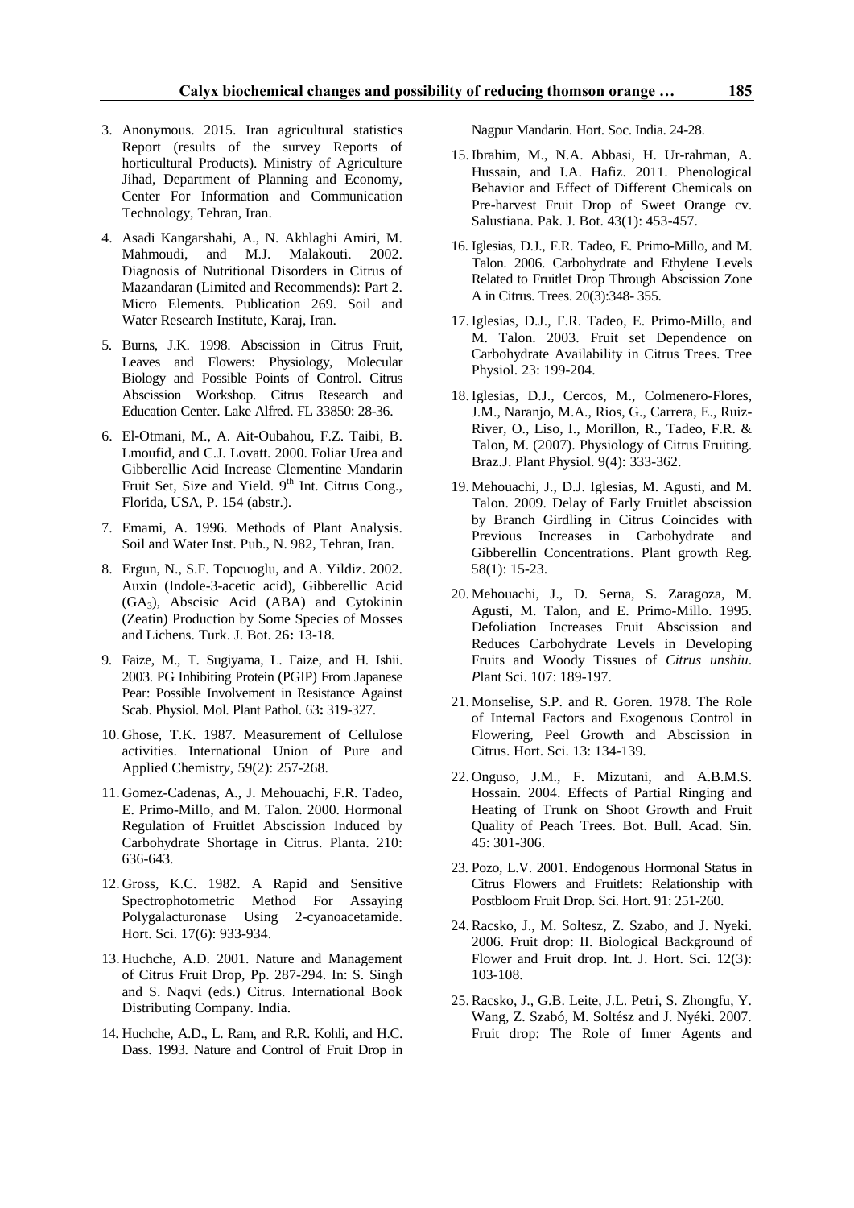3. Anonymous. 2015. Iran agricultural statistics Report (results of the survey Reports of horticultural Products). Ministry of Agriculture Jihad, Department of Planning and Economy, Center For Information and Communication Technology, Tehran, Iran.

4. Asadi Kangarshahi, A., N. Akhlaghi Amiri, M. Mahmoudi, and M.J. Malakouti. 2002. Diagnosis of Nutritional Disorders in Citrus of Mazandaran (Limited and Recommends): Part 2. Micro Elements. Publication 269. Soil and Water Research Institute, Karaj, Iran.

5. Burns, J.K. 1998. Abscission in Citrus Fruit, Leaves and Flowers: Physiology, Molecular Biology and Possible Points of Control. Citrus Abscission Workshop. Citrus Research and Education Center. Lake Alfred. FL 33850: 28-36.

6. El-Otmani, M., A. Ait-Oubahou, F.Z. Taibi, B. Lmoufid, and C.J. Lovatt. 2000. Foliar Urea and Gibberellic Acid Increase Clementine Mandarin Fruit Set, Size and Yield. 9th Int. Citrus Cong., Florida, USA, P. 154 (abstr.).

7. Emami, A. 1996. Methods of Plant Analysis. Soil and Water Inst. Pub., N. 982, Tehran, Iran.

8. Ergun, N., S.F. Topcuoglu, and A. Yildiz. 2002. Auxin (Indole-3-acetic acid), Gibberellic Acid ($GA_3$), Abscisic Acid (ABA) and Cytokinin (Zeatin) Production by Some Species of Mosses and Lichens. Turk. J. Bot. 26**:** 13-18.

9. Faize, M., T. Sugiyama, L. Faize, and H. Ishii. 2003. PG Inhibiting Protein (PGIP) From Japanese Pear: Possible Involvement in Resistance Against Scab. Physiol. Mol. Plant Pathol. 63**:** 319-327.

10. Ghose, T.K. 1987. Measurement of Cellulose activities. International Union of Pure and Applied Chemistry, 59(2): 257-268.

11. Gomez-Cadenas, A., J. Mehouachi, F.R. Tadeo, E. Primo-Millo, and M. Talon. 2000. Hormonal Regulation of Fruitlet Abscission Induced by Carbohydrate Shortage in Citrus. Planta. 210: 636-643.

12. Gross, K.C. 1982. A Rapid and Sensitive Spectrophotometric Method For Assaying Polygalacturonase Using 2-cyanoacetamide. Hort. Sci. 17(6): 933-934.

13. Huchche, A.D. 2001. Nature and Management of Citrus Fruit Drop, Pp. 287-294. In: S. Singh and S. Naqvi (eds.) Citrus. International Book Distributing Company. India.

14. Huchche, A.D., L. Ram, and R.R. Kohli, and H.C. Dass. 1993. Nature and Control of Fruit Drop in Nagpur Mandarin. Hort. Soc. India. 24-28.

15. Ibrahim, M., N.A. Abbasi, H. Ur-rahman, A. Hussain, and I.A. Hafiz. 2011. Phenological Behavior and Effect of Different Chemicals on Pre-harvest Fruit Drop of Sweet Orange cv. Salustiana. Pak. J. Bot. 43(1): 453-457.

16. Iglesias, D.J., F.R. Tadeo, E. Primo-Millo, and M. Talon. 2006. Carbohydrate and Ethylene Levels Related to Fruitlet Drop Through Abscission Zone A in Citrus. Trees. 20(3):348- 355.

17. Iglesias, D.J., F.R. Tadeo, E. Primo-Millo, and M. Talon. 2003. Fruit set Dependence on Carbohydrate Availability in Citrus Trees. Tree Physiol. 23: 199-204.

18. Iglesias, D.J., Cercos, M., Colmenero-Flores, J.M., Naranjo, M.A., Rios, G., Carrera, E., Ruiz-River, O., Liso, I., Morillon, R., Tadeo, F.R. & Talon, M. (2007). Physiology of Citrus Fruiting. Braz.J. Plant Physiol. 9(4): 333-362.

19. Mehouachi, J., D.J. Iglesias, M. Agusti, and M. Talon. 2009. Delay of Early Fruitlet abscission by Branch Girdling in Citrus Coincides with Previous Increases in Carbohydrate and Gibberellin Concentrations. Plant growth Reg. 58(1): 15-23.

20. Mehouachi, J., D. Serna, S. Zaragoza, M. Agusti, M. Talon, and E. Primo-Millo. 1995. Defoliation Increases Fruit Abscission and Reduces Carbohydrate Levels in Developing Fruits and Woody Tissues of *Citrus unshiu*. *P*lant Sci. 107: 189-197.

21. Monselise, S.P. and R. Goren. 1978. The Role of Internal Factors and Exogenous Control in Flowering, Peel Growth and Abscission in Citrus. Hort. Sci. 13: 134-139.

22. Onguso, J.M., F. Mizutani, and A.B.M.S. Hossain. 2004. Effects of Partial Ringing and Heating of Trunk on Shoot Growth and Fruit Quality of Peach Trees. Bot. Bull. Acad. Sin. 45: 301-306.

23. Pozo, L.V. 2001. Endogenous Hormonal Status in Citrus Flowers and Fruitlets: Relationship with Postbloom Fruit Drop. Sci. Hort. 91: 251-260.

24. Racsko, J., M. Soltesz, Z. Szabo, and J. Nyeki. 2006. Fruit drop: II. Biological Background of Flower and Fruit drop. Int. J. Hort. Sci. 12(3): 103-108.

25. Racsko, J., G.B. Leite, J.L. Petri, S. Zhongfu, Y. Wang, Z. Szabó, M. Soltész and J. Nyéki. 2007. Fruit drop: The Role of Inner Agents and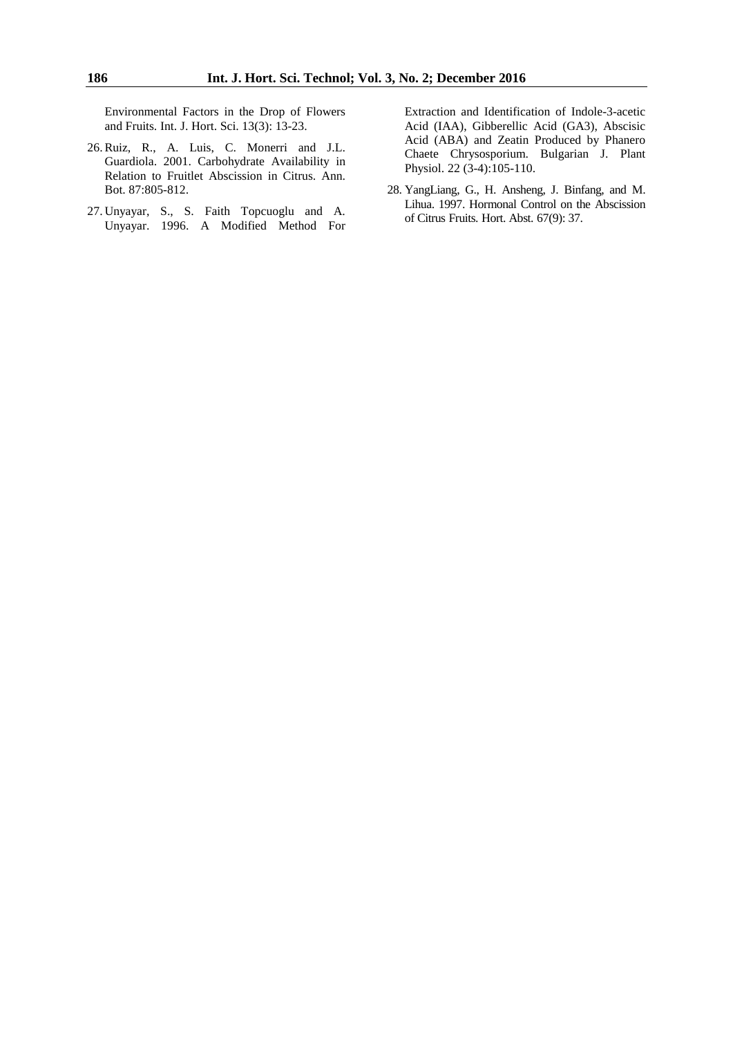Environmental Factors in the Drop of Flowers and Fruits. Int. J. Hort. Sci. 13(3): 13-23.

26. Ruiz, R., A. Luis, C. Monerri and J.L. Guardiola. 2001. Carbohydrate Availability in Relation to Fruitlet Abscission in Citrus. Ann. Bot. 87:805-812.

27. Unyayar, S., S. Faith Topcuoglu and A. Unyayar. 1996. A Modified Method For Extraction and Identification of Indole-3-acetic Acid (IAA), Gibberellic Acid (GA3), Abscisic Acid (ABA) and Zeatin Produced by Phanero Chaete Chrysosporium. Bulgarian J. Plant Physiol. 22 (3-4):105-110.

28. YangLiang, G., H. Ansheng, J. Binfang, and M. Lihua. 1997. Hormonal Control on the Abscission of Citrus Fruits. Hort. Abst. 67(9): 37.